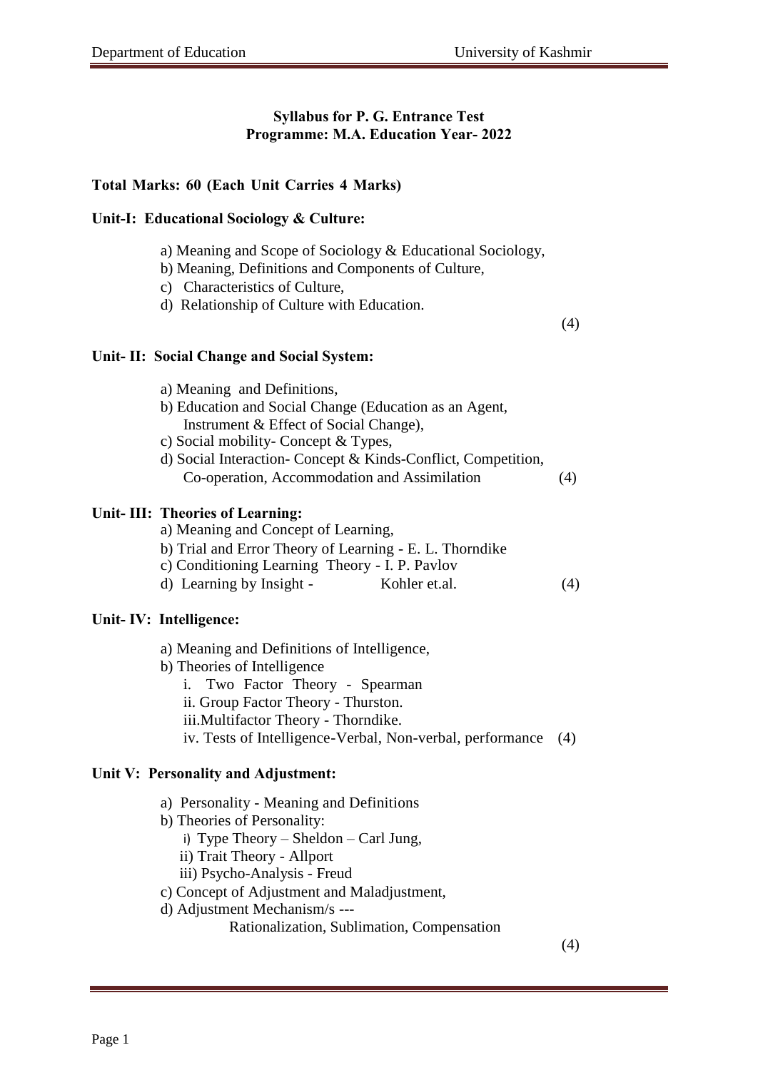**Syllabus for P. G. Entrance Test**
**Programme: M.A. Education Year- 2022**

**Total Marks: 60 (Each Unit Carries 4 Marks)**

**Unit-I: Educational Sociology & Culture:**

a) Meaning and Scope of Sociology & Educational Sociology,
b) Meaning, Definitions and Components of Culture,
c) Characteristics of Culture,
d) Relationship of Culture with Education.

(4)

**Unit- II: Social Change and Social System:**

a) Meaning and Definitions,
b) Education and Social Change (Education as an Agent, Instrument & Effect of Social Change),
c) Social mobility- Concept & Types,
d) Social Interaction- Concept & Kinds-Conflict, Competition, Co-operation, Accommodation and Assimilation (4)

**Unit- III: Theories of Learning:**

a) Meaning and Concept of Learning,
b) Trial and Error Theory of Learning - E. L. Thorndike
c) Conditioning Learning Theory - I. P. Pavlov
d) Learning by Insight - Kohler et.al. (4)

**Unit- IV: Intelligence:**

a) Meaning and Definitions of Intelligence,
b) Theories of Intelligence
   i. Two Factor Theory - Spearman
   ii. Group Factor Theory - Thurston.
   iii. Multifactor Theory - Thorndike.
   iv. Tests of Intelligence-Verbal, Non-verbal, performance (4)

**Unit V: Personality and Adjustment:**

a) Personality - Meaning and Definitions
b) Theories of Personality:
   i) Type Theory – Sheldon – Carl Jung,
   ii) Trait Theory - Allport
   iii) Psycho-Analysis - Freud
c) Concept of Adjustment and Maladjustment,
d) Adjustment Mechanism/s ---
   Rationalization, Sublimation, Compensation

(4)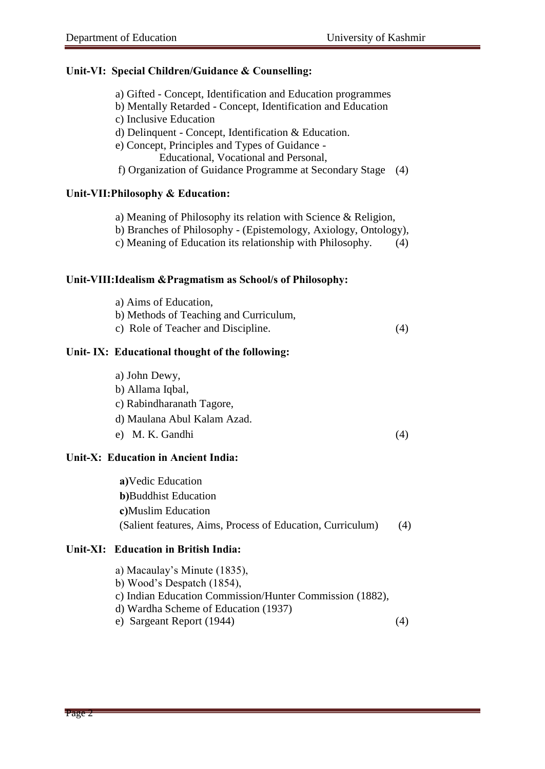**Unit-VI: Special Children/Guidance & Counselling:**

a) Gifted - Concept, Identification and Education programmes
b) Mentally Retarded - Concept, Identification and Education
c) Inclusive Education
d) Delinquent - Concept, Identification & Education.
e) Concept, Principles and Types of Guidance -
Educational, Vocational and Personal,
f) Organization of Guidance Programme at Secondary Stage (4)

**Unit-VII:Philosophy & Education:**

a) Meaning of Philosophy its relation with Science & Religion,
b) Branches of Philosophy - (Epistemology, Axiology, Ontology),
c) Meaning of Education its relationship with Philosophy. (4)

**Unit-VIII:Idealism &Pragmatism as School/s of Philosophy:**

a) Aims of Education,
b) Methods of Teaching and Curriculum,
c) Role of Teacher and Discipline. (4)

**Unit- IX: Educational thought of the following:**

a) John Dewy,
b) Allama Iqbal,
c) Rabindharanath Tagore,
d) Maulana Abul Kalam Azad.
e) M. K. Gandhi (4)

**Unit-X: Education in Ancient India:**

**a)**Vedic Education
**b)**Buddhist Education
**c)**Muslim Education
(Salient features, Aims, Process of Education, Curriculum) (4)

**Unit-XI: Education in British India:**

a) Macaulay's Minute (1835),
b) Wood's Despatch (1854),
c) Indian Education Commission/Hunter Commission (1882),
d) Wardha Scheme of Education (1937)
e) Sargeant Report (1944) (4)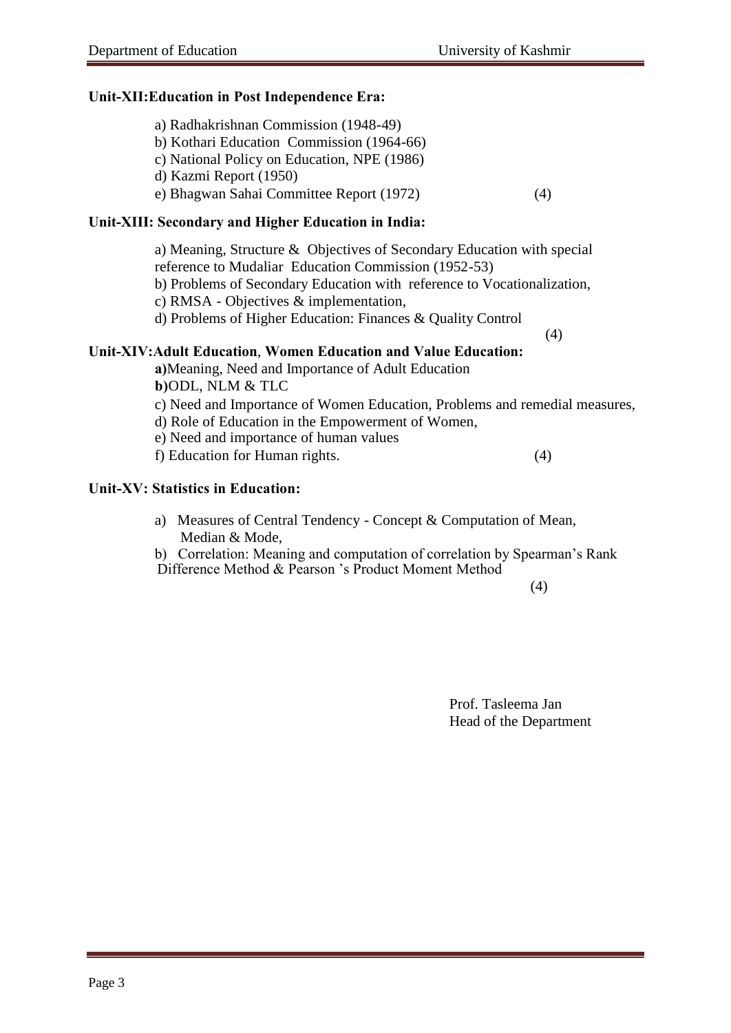**Unit-XII: Education in Post Independence Era:**

a) Radhakrishnan Commission (1948-49)
b) Kothari Education Commission (1964-66)
c) National Policy on Education, NPE (1986)
d) Kazmi Report (1950)
e) Bhagwan Sahai Committee Report (1972) (4)

**Unit-XIII: Secondary and Higher Education in India:**

a) Meaning, Structure & Objectives of Secondary Education with special reference to Mudaliar Education Commission (1952-53)
b) Problems of Secondary Education with reference to Vocationalization,
c) RMSA - Objectives & implementation,
d) Problems of Higher Education: Finances & Quality Control
(4)

**Unit-XIV: Adult Education, Women Education and Value Education:**

**a)** Meaning, Need and Importance of Adult Education
**b)** ODL, NLM & TLC
c) Need and Importance of Women Education, Problems and remedial measures,
d) Role of Education in the Empowerment of Women,
e) Need and importance of human values
f) Education for Human rights. (4)

**Unit-XV: Statistics in Education:**

a) Measures of Central Tendency - Concept & Computation of Mean, Median & Mode,
b) Correlation: Meaning and computation of correlation by Spearman's Rank Difference Method & Pearson 's Product Moment Method
(4)

Prof. Tasleema Jan
Head of the Department